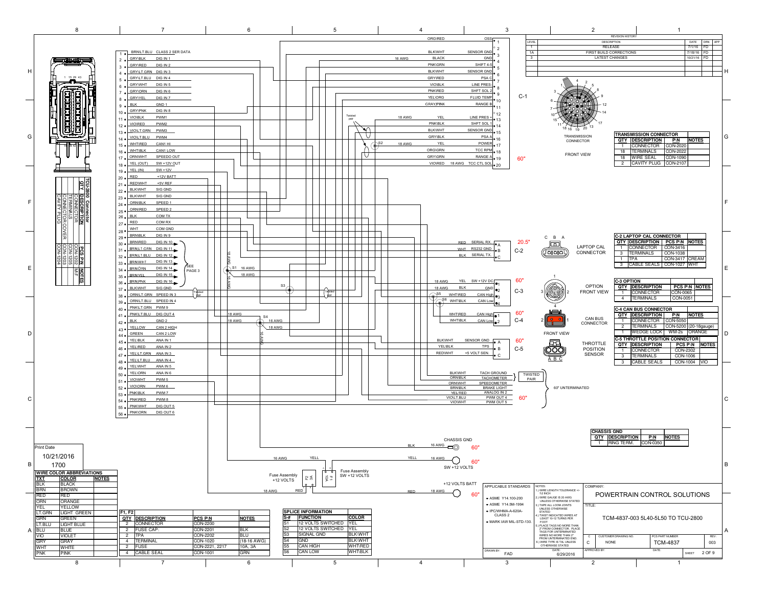# TCM-4837-003 5L40-5L50 TO TCU-2800

**POWERTRAIN CONTROL SOLUTIONS**

## REVISION HISTORY

| LEVEL | DESCRIPTION | DATE | DRN | APP |
|---|---|---|---|---|
| 1 | RELEASE | 7/1/16 | FD | |
| 1A | FIRST BUILD CORRECTIONS | 7/18/16 | FD | |
| 3 | LATEST CHANGES | 10/21/16 | FD | |

Print Date: 10/21/2016 1700

## TCU-2800 Connector Pinout

| Pin | Color | Function |
|---|---|---|
| 1 | BRN\LT.BLU | CLASS 2 SER DATA |
| 2 | GRY\BLK | DIG IN 1 |
| 3 | GRY\RED | DIG IN 2 |
| 4 | GRY\LT.GRN | DIG IN 3 |
| 5 | GRY\LT.BLU | DIG IN 4 |
| 6 | GRY\WHT | DIG IN 5 |
| 7 | GRY\ORN | DIG IN 6 |
| 8 | GRY\YEL | DIG IN 7 |
| 9 | BLK | GND 1 |
| 10 | GRY\PNK | DIG IN 8 |
| 11 | VIO\BLK | PWM1 |
| 12 | VIO\RED | PWM2 |
| 13 | VIO\LT.GRN | PWM3 |
| 14 | VIO\LT.BLU | PWM4 |
| 15 | WHT\RED | CAN1 HI |
| 16 | WHT\BLK | CAN1 LOW |
| 17 | ORN\WHT | SPEEDO OUT |
| 18 | YEL (OUT) | SW +12V OUT |
| 19 | YEL (IN) | SW +12V |
| 20 | RED | +12V BATT |
| 21 | RED\WHT | +5V REF |
| 22 | BLK\WHT | SIG GND |
| 23 | BLK\WHT | SIG GND |
| 24 | ORN\BLK | SPEED 1 |
| 25 | ORN\RED | SPEED 2 |
| 26 | BLK | COM TX |
| 27 | RED | COM RX |
| 28 | WHT | COM GND |
| 29 | BRN\BLK | DIG IN 9 |
| 30 | BRN\RED | DIG IN 10 |
| 31 | BRN\LT.GRN | DIG IN 11 |
| 32 | BRN\LT.BLU | DIG IN 12 |
| 33 | BRN\WHT | DIG IN 13 |
| 34 | BRN\ORN | DIG IN 14 |
| 35 | BRN\YEL | DIG IN 15 |
| 36 | BRN\PNK | DIG IN 16 |
| 37 | BLK\WHT | SIG GND |
| 38 | ORN\LT.GRN | SPEED IN 3 |
| 39 | ORN\LT.BLU | SPEED IN 4 |
| 40 | PNK\LT.GRN | PWM 9 |
| 41 | PNK\LT.BLU | DIG OUT 4 |
| 42 | BLK | GND 2 |
| 43 | YELLOW | CAN 2 HIGH |
| 44 | GREEN | CAN 2 LOW |
| 45 | YEL\BLK | ANA IN 1 |
| 46 | YEL\RED | ANA IN 2 |
| 47 | YEL\LT.GRN | ANA IN 3 |
| 48 | YEL\LT.BLU | ANA IN 4 |
| 49 | YEL\WHT | ANA IN 5 |
| 50 | YEL\ORN | ANA IN 6 |
| 51 | VIO\WHT | PWM 5 |
| 52 | VIO\ORN | PWM 6 |
| 53 | PNK\BLK | PWM 7 |
| 54 | PNK\RED | PWM 8 |
| 55 | PNK\WHT | DIG OUT 5 |
| 56 | PNK\ORN | DIG OUT 6 |

DIG IN 10 – DIG IN 16: SEE PAGE 3

Connector views: 1 15 29 43; 14 28 42 56

### TCU-2800 Connector

| QTY | DESCRIPTION | PCS P\N | NOTES |
|---|---|---|---|
| | CONNECTOR | CON-1202 | |
| | TERMINALS | CON-1205 | |
| | CONNECTOR COVER | CON-1203 | |
| | CAVITY PLUG | CON-1204 | M/F |

## C-1 Transmission Connector (60")

| Pin | Color | Function |
|---|---|---|
| 1 | ORG\RED | OSS |
| 2 | | |
| 3 | BLK\WHT | SENSOR GND |
| 4 | BLACK (16 AWG) | GND |
| 5 | PNK\GRN | SHIFT 4-5 |
| 6 | BLK\WHT | SENSOR GND |
| 7 | GRY\RED | PSA C |
| 8 | VIO\BLK | LINE PRES- |
| 9 | PNK\RED | SHFT SOL 2 |
| 10 | YEL\ORG | FLUID TEMP |
| 11 | GRAY\PINK | RANGE B |
| 12 | | |
| 13 | YEL (18 AWG) | LINE PRES + |
| 14 | PNK\BLK | SHFT SOL 1 |
| 15 | BLK\WHT | SENSOR GND |
| 16 | GRY\BLK | PSA A |
| 17 | YEL (18 AWG) | POWER |
| 18 | ORG\GRN | TCC RPM |
| 19 | GRY\GRN | RANGE A |
| 20 | VIO\RED (18 AWG) | TCC CTL SOL |

Twisted pair; S2

TRANSMISSION CONNECTOR — FRONT VIEW

### TRANSMISSION CONNECTOR

| QTY | DESCRIPTION | P\N | NOTES |
|---|---|---|---|
| 1 | CONNECTOR | CON-2020 | |
| 18 | TERMINALS | CON-2022 | |
| 18 | WIRE SEAL | CON-1090 | |
| 2 | CAVITY PLUG | CON-2107 | |

## C-2 Laptop Cal Connector (20.5")

| Pin | Color | Function |
|---|---|---|
| A | RED | SERIAL RX. |
| B | WHT | RS232 GND |
| C | BLK | SERIAL TX. |

LAPTOP CAL CONNECTOR

### C-2 LAPTOP CAL CONNECTOR

| QTY | DESCRIPTION | PCS P\N | NOTES |
|---|---|---|---|
| 1 | CONNECTOR | CON-3416 | |
| 3 | TERMINALS | CON-1038 | |
| 1 | TPA | CON-3417 | CREAM |
| 3 | CABLE SEALS | CON-1027 | WHT |

## C-3 Option (60")

| Pin | Color | Function |
|---|---|---|
| 1 | YEL (18 AWG) | SW +12V DC |
| 2 | BLK (18 AWG) | GND |
| 3 | WHT\RED (S5) | CAN High |
| 4 | WHT\BLK (S6) | CAN Low |

OPTION FRONT VIEW

### C-3 OPTION

| QTY | DESCRIPTION | PCS P\N | NOTES |
|---|---|---|---|
| 1 | CONNECTOR | CON-0065 | |
| 4 | TERMINALS | CON-0051 | |

## C-4 CAN Bus Connector (60")

| Pin | Color | Function |
|---|---|---|
| 1 | WHT\RED | CAN High |
| 2 | WHT\BLK | CAN Low |

CAN BUS CONNECTOR — FRONT VIEW

### C-4 CAN BUS CONNECTOR

| QTY | DESCRIPTION | P\N | NOTES |
|---|---|---|---|
| 1 | CONNECTOR | CON-5050 | |
| 2 | TERMINALS | CON-5200 | (20-18gauge) |
| 1 | WEDGE LOCK | WM-2s | ORANGE |

## C-5 Throttle Position Sensor (60")

| Pin | Color | Function |
|---|---|---|
| A | BLK\WHT | SENSOR GND |
| B | YEL\BLK | TPS |
| C | RED\WHT | +5 VOLT SEN. |

THROTTLE POSITION SENSOR

### C-5 THROTTLE POSITION CONNECTOR

| QTY | DESCRIPTION | PCS P\N | NOTES |
|---|---|---|---|
| 1 | CONNECTOR | CON-2302 | |
| 3 | TERMINALS | CON-1006 | |
| 3 | CABLE SEALS | CON-1004 | VIO |

## Unterminated Wires (60" UNTERMINATED)

| Color | Function |
|---|---|
| BLK\WHT | TACH GROUND |
| ORN\BLK | TACHOMETER |
| ORN\WHT | SPEEDOMETER |
| BRN\BLK | BRAKE LIGHT |
| YEL\RED | ANALOG IN 2 |
| VIO\LT.BLU | PWM OUT 4 |
| VIO\WHT | PWM OUT 5 |

TACH GROUND / TACHOMETER: TWISTED PAIR

## Power and Ground

- CHASSIS GND — BLK 16 AWG — 60"
- SW +12 VOLTS — YELL 16 AWG — 60"
- +12 VOLTS BATT — RED 18 AWG — 60"
- Fuse Assembly +12 VOLTS (F2 3A); Fuse Assembly SW +12 VOLTS (F1 10A)

### CHASSIS GND

| QTY | DESCRIPTION | P\N | NOTES |
|---|---|---|---|
| 1 | RING TERM. | CON-0350 | |

### F1, F2

| QTY | DESCRIPTION | PCS P\N | NOTES |
|---|---|---|---|
| 2 | CONNECTOR | CON-2200 | |
| 2 | FUSE CAP: | CON-2201 | BLK |
| 2 | TPA | CON-2202 | BLU |
| 4 | TERMINAL | CON-1020 | (18-16 AWG) |
| 2 | FUSE | CON-2221, 2217 | 10A, 3A |
| 4 | CABLE SEAL | CON-1001 | GRN |

### SPLICE INFORMATION

| S-# | FUNCTION | COLOR |
|---|---|---|
| S1 | 12 VOLTS SWITCHED | YEL |
| S2 | 12 VOLTS SWITCHED | YEL |
| S3 | SIGNAL GND | BLK\WHT |
| S4 | GND | BLK\WHT |
| S5 | CAN HIGH | WHT\RED |
| S6 | CAN LOW | WHT\BLK |

### WIRE COLOR ABBREVIATIONS

| TXT | COLOR | NOTES |
|---|---|---|
| BLK | BLACK | |
| BRN | BROWN | |
| RED | RED | |
| ORN | ORANGE | |
| YEL | YELLOW | |
| LT.GRN | LIGHT GREEN | |
| GRN | GREEN | |
| LT.BLU | LIGHT BLUE | |
| BLU | BLUE | |
| VIO | VIOLET | |
| GRY | GRAY | |
| WHT | WHITE | |
| PNK | PINK | |

## APPLICABLE STANDARDS

- ASME Y14.100-200
- ASME Y14.5M-1994
- IPC/WHMA-A-620A-CLASS 2
- MARK IAW MIL-STD-130.

## NOTES:

1. WIRE LENGTH TOLERANCE +- 1/2 INCH
2. WIRE GAUGE IS 20 AWG UNLESS OTHERWISE STATED
3. TAPE ALL LOOM JOINTS UNLESS OTHERWISE STATED
4. TWIST INDICATED WIRES AT LEAST 10-12 TURNS PER FOOT
5. PLACE TAGS NO MORE THAN 2" FROM CONNECTOR. PLACE TAGS FOR UNTERMINATED WIRES NO MORE THAN 2" FROM UNTERMINATED END.
6. WIRE TYPE IS TXL UNLESS OTHERWISE STATED

COMPANY: POWERTRAIN CONTROL SOLUTIONS

TITLE: TCM-4837-003 5L40-5L50 TO TCU-2800

| DRAWN BY: | DATE: | CUSTOMER DRAWING NO. | PCS PART NUMBER | REV |
|---|---|---|---|---|
| FAD | 6/29/2016 | NONE | TCM-4837 | 003 |

SHEET 2 OF 9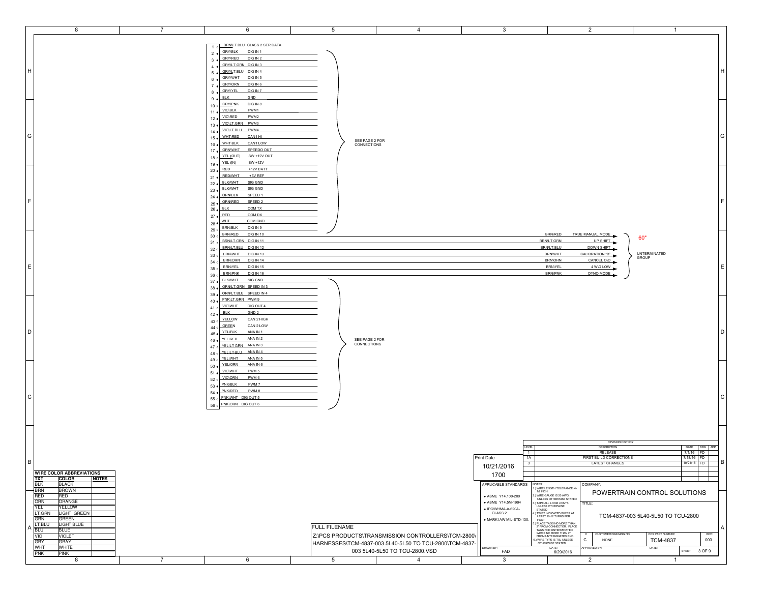| Pin | Wire Color | Function |
|---|---|---|
| 1 | BRN\LT.BLU | CLASS 2 SER DATA |
| 2 | GRY\BLK | DIG IN 1 |
| 3 | GRY\RED | DIG IN 2 |
| 4 | GRY\LT.GRN | DIG IN 3 |
| 5 | GRY\LT.BLU | DIG IN 4 |
| 6 | GRY\WHT | DIG IN 5 |
| 7 | GRY\ORN | DIG IN 6 |
| 8 | GRY\YEL | DIG IN 7 |
| 9 | BLK | GND |
| 10 | GRY\PNK | DIG IN 8 |
| 11 | VIO\BLK | PWM1 |
| 12 | VIO\RED | PWM2 |
| 13 | VIO\LT.GRN | PWM3 |
| 14 | VIO\LT.BLU | PWM4 |
| 15 | WHT\RED | CAN1 HI |
| 16 | WHT\BLK | CAN1 LOW |
| 17 | ORN\WHT | SPEEDO OUT |
| 18 | YEL (OUT) | SW +12V OUT |
| 19 | YEL (IN) | SW +12V |
| 20 | RED | +12V BATT |
| 21 | RED\WHT | +5V REF |
| 22 | BLK\WHT | SIG GND |
| 23 | BLK\WHT | SIG GND |
| 24 | ORN\BLK | SPEED 1 |
| 25 | ORN\RED | SPEED 2 |
| 26 | BLK | COM TX |
| 27 | RED | COM RX |
| 28 | WHT | COM GND |
| 29 | BRN\BLK | DIG IN 9 |

Pins 1–29: SEE PAGE 2 FOR CONNECTIONS

| Pin | Wire Color | Function | Wire | Destination |
|---|---|---|---|---|
| 30 | BRN\RED | DIG IN 10 | BRN\RED | TRUE MANUAL MODE |
| 31 | BRN\LT.GRN | DIG IN 11 | BRN\LT.GRN | UP SHIFT |
| 32 | BRN\LT.BLU | DIG IN 12 | BRN\LT.BLU | DOWN SHIFT |
| 33 | BRN\WHT | DIG IN 13 | BRN\WHT | CALIBRATION "B" |
| 34 | BRN\ORN | DIG IN 14 | BRN\ORN | CANCEL O\D |
| 35 | BRN\YEL | DIG IN 15 | BRN\YEL | 4 W\D LOW |
| 36 | BRN\PNK | DIG IN 16 | BRN\PNK | DYNO MODE |

Pins 30–36: 60" UNTERMINATED GROUP

| Pin | Wire Color | Function |
|---|---|---|
| 37 | BLK\WHT | SIG GND |
| 38 | ORN\LT.GRN | SPEED IN 3 |
| 39 | ORN\LT.BLU | SPEED IN 4 |
| 40 | PNK\LT.GRN | PWM 9 |
| 41 | VIO\WHT | DIG OUT 4 |
| 42 | BLK | GND 2 |
| 43 | YELLOW | CAN 2 HIGH |
| 44 | GREEN | CAN 2 LOW |
| 45 | YEL\BLK | ANA IN 1 |
| 46 | YEL\RED | ANA IN 2 |
| 47 | YEL\LT.GRN | ANA IN 3 |
| 48 | YEL\LT.BLU | ANA IN 4 |
| 49 | YEL\WHT | ANA IN 5 |
| 50 | YEL\ORN | ANA IN 6 |
| 51 | VIO\WHT | PWM 5 |
| 52 | VIO\ORN | PWM 6 |
| 53 | PNK\BLK | PWM 7 |
| 54 | PNK\RED | PWM 8 |
| 55 | PNK\WHT | DIG OUT 5 |
| 56 | PNK\ORN | DIG OUT 6 |

Pins 37–56: SEE PAGE 2 FOR CONNECTIONS

**WIRE COLOR ABBREVIATIONS**

| TXT | COLOR | NOTES |
|---|---|---|
| BLK | BLACK | |
| BRN | BROWN | |
| RED | RED | |
| ORN | ORANGE | |
| YEL | YELLOW | |
| LT.GRN | LIGHT GREEN | |
| GRN | GREEN | |
| LT.BLU | LIGHT BLUE | |
| BLU | BLUE | |
| VIO | VIOLET | |
| GRY | GRAY | |
| WHT | WHITE | |
| PNK | PINK | |

FULL FILENAME
Z:\PCS PRODUCTS\TRANSMISSION CONTROLLERS\TCM-2800\HARNESSES\TCM-4837-003 5L40-5L50 TO TCU-2800\TCM-4837-003 5L40-5L50 TO TCU-2800.VSD

Print Date: 10/21/2016 1700

**REVISION HISTORY**

| LEVEL | DESCRIPTION | DATE | DRN | APP |
|---|---|---|---|---|
| 1 | RELEASE | 7/1/16 | FD | |
| 1A | FIRST BUILD CORRECTIONS | 7/18/16 | FD | |
| 3 | LATEST CHANGES | 10/21/16 | FD | |

APPLICABLE STANDARDS:
- ASME Y14.100-200
- ASME Y14.5M-1994
- IPC/WHMA-A-620A-CLASS 2
- MARK IAW MIL-STD-130.

NOTES:
1.) WIRE LENGTH TOLERANCE +/- 1/2 INCH
2.) WIRE GAUGE IS 20 AWG UNLESS OTHERWISE STATED
3.) TAPE ALL LOOM JOINTS UNLESS OTHERWISE STATED.
4.) TWIST INDICATED WIRES AT LEAST 10-12 TURNS PER FOOT
5.) PLACE TAGS NO MORE THAN 2" FROM CONNECTOR. PLACE TAGS FOR UNTERMINATED WIRES NO MORE THAN 2" FROM UNTERMINATED END.
6.) WIRE TYPE IS TXL UNLESS OTHERWISE STATED

COMPANY: POWERTRAIN CONTROL SOLUTIONS

TITLE: TCM-4837-003 5L40-5L50 TO TCU-2800

| C | CUSTOMER DRAWING NO. | PCS PART NUMBER | REV. |
|---|---|---|---|
| C | NONE | TCM-4837 | 003 |

DRAWN BY: FAD — DATE: 6/29/2016 — APPROVED BY: — DATE: — SHEET 3 OF 9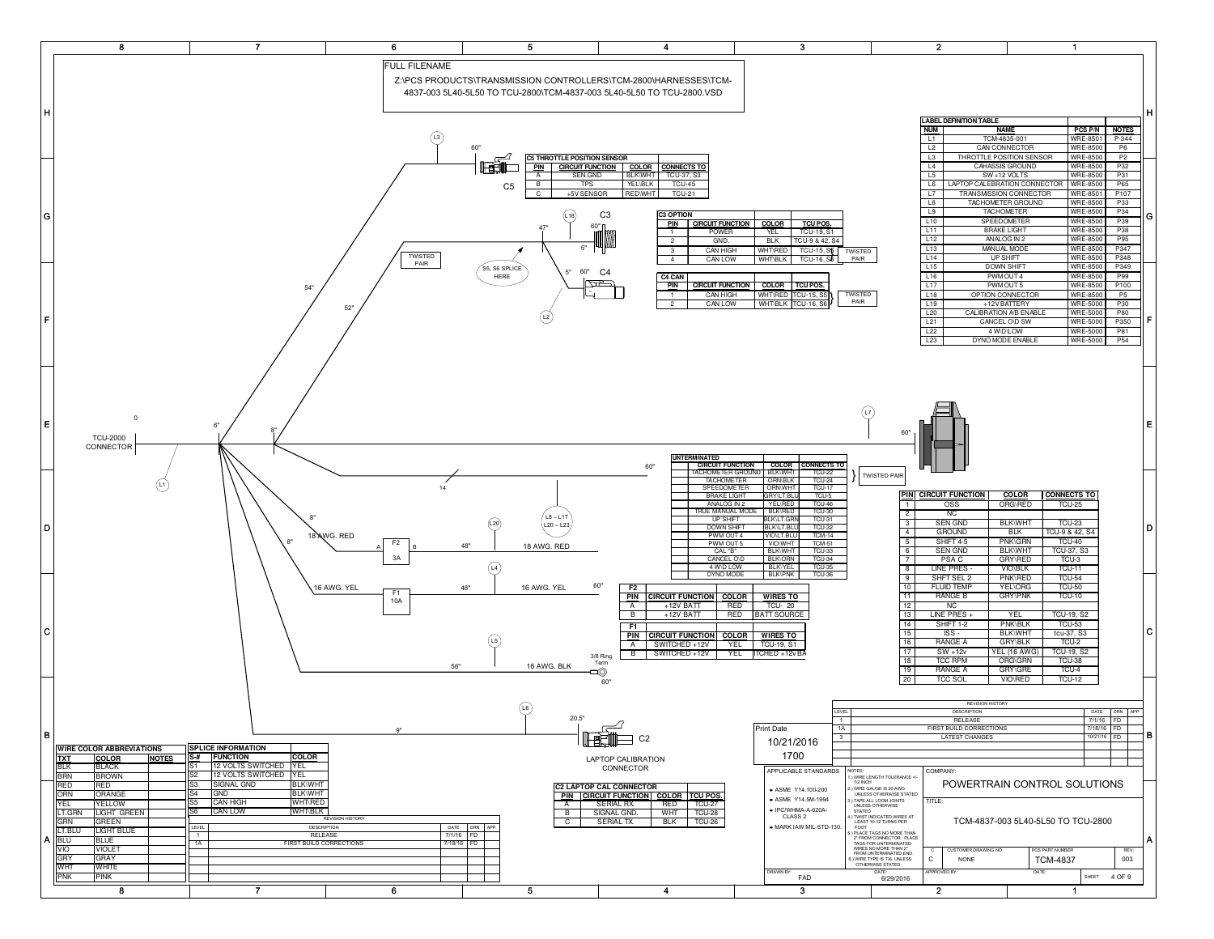FULL FILENAME

Z:\PCS PRODUCTS\TRANSMISSION CONTROLLERS\TCM-2800\HARNESSES\TCM-4837-003 5L40-5L50 TO TCU-2800\TCM-4837-003 5L40-5L50 TO TCU-2800.VSD

**LABEL DEFINITION TABLE**

| NUM | NAME | PCS P/N | NOTES |
|---|---|---|---|
| L1 | TCM-4835-001 | WRE-8501 | P-344 |
| L2 | CAN CONNECTOR | WRE-8500 | P6 |
| L3 | THROTTLE POSITION SENSOR | WRE-8500 | P2 |
| L4 | CAHASSIS GROUND | WRE-8500 | P32 |
| L5 | SW +12 VOLTS | WRE-8500 | P31 |
| L6 | LAPTOP CALEBRATION CONNECTOR | WRE-8500 | P65 |
| L7 | TRANSMISSION CONNECTOR | WRE-8501 | P107 |
| L8 | TACHOMETER GROUND | WRE-8500 | P33 |
| L9 | TACHOMETER | WRE-8500 | P34 |
| L10 | SPEEDOMETER | WRE-8500 | P39 |
| L11 | BRAKE LIGHT | WRE-8500 | P38 |
| L12 | ANALOG IN 2 | WRE-8500 | P95 |
| L13 | MANUAL MODE | WRE-8500 | P347 |
| L14 | UP SHIFT | WRE-8500 | P348 |
| L15 | DOWN SHIFT | WRE-8500 | P349 |
| L16 | PWM OUT 4 | WRE-8500 | P99 |
| L17 | PWM OUT 5 | WRE-8500 | P100 |
| L18 | OPTION CONNECTOR | WRE-8500 | P5 |
| L19 | +12V BATTERY | WRE-5000 | P30 |
| L20 | CALIBRATION A/B ENABLE | WRE-5000 | P80 |
| L21 | CANCEL O\D SW | WRE-5000 | P350 |
| L22 | 4 W\D\LOW | WRE-5000 | P81 |
| L23 | DYNO MODE ENABLE | WRE-5000 | P54 |

**C5 THROTTLE POSITION SENSOR**

| PIN | CIRCUIT FUNCTION | COLOR | CONNECTS TO |
|---|---|---|---|
| A | SEN.GND | BLK\WHT | TCU-37, S3 |
| B | TPS | YEL\BLK | TCU-45 |
| C | +5V SENSOR | RED\WHT | TCU-21 |

**C3 OPTION**

| PIN | CIRCUIT FUNCTION | COLOR | TCU POS. |
|---|---|---|---|
| 1 | POWER | YEL | TCU-19, S1 |
| 2 | GND. | BLK | TCU-9 & 42, S4 |
| 3 | CAN HIGH | WHT\RED | TCU-15, S5 |
| 4 | CAN LOW | WHT\BLK | TCU-16, S6 |

TWISTED PAIR

**C4 CAN**

| PIN | CIRCUIT FUNCTION | COLOR | TCU POS. |
|---|---|---|---|
| 1 | CAN HIGH | WHT\RED | TCU-15, S5 |
| 2 | CAN LOW | WHT\BLK | TCU-16, S6 |

TWISTED PAIR

L3, 60", C5, L18, C3, 47", 60", 5", TWISTED PAIR, S5, S6 SPLICE HERE, 5", 60", C4, L2, 54", 52"

TCU-2000 CONNECTOR, 0, L1, 6", 8", 14, L7, 60"

**UNTERMINATED**

| CIRCUIT FUNCTION | COLOR | CONNECTS TO |
|---|---|---|
| TACHOMETER GROUND | BLK\WHT | TCU-22 |
| TACHOMETER | ORN\BLK | TCU-24 |
| SPEEDOMETER | ORN\WHT | TCU-17 |
| BRAKE LIGHT | GRY\LT.BLU | TCU-5 |
| ANALOG IN 2 | YEL\RED | TCU-46 |
| TRUE MANUAL MODE | BLK\RED | TCU-30 |
| UP SHIFT | BLK\LT.GRN | TCU-31 |
| DOWN SHIFT | BLK\LT.BLU | TCU-32 |
| PWM OUT 4 | VIO\LT.BLU | TCM-14 |
| PWM OUT 5 | VIO\WHT | TCM-51 |
| CAL "B" | BLK\WHT | TCU-33 |
| CANCEL O\D | BLK\ORN | TCU-34 |
| 4 W\D LOW | BLK\YEL | TCU-35 |
| DYNO MODE | BLK\PNK | TCU-36 |

TWISTED PAIR

| PIN | CIRCUIT FUNCTION | COLOR | CONNECTS TO |
|---|---|---|---|
| 1 | OSS | ORG\RED | TCU-25 |
| 2 | NC | | |
| 3 | SEN GND | BLK\WHT | TCU-23 |
| 4 | GROUND | BLK | TCU-9 & 42, S4 |
| 5 | SHIFT 4-5 | PNK\GRN | TCU-40 |
| 6 | SEN GND | BLK\WHT | TCU-37, S3 |
| 7 | PSA C | GRY\RED | TCU-3 |
| 8 | LINE PRES - | VIO\BLK | TCU-11 |
| 9 | SHFT SEL 2 | PNK\RED | TCU-54 |
| 10 | FLUID TEMP | YEL\ORG | TCU-50 |
| 11 | RANGE B | GRY\PNK | TCU-10 |
| 12 | NC | | |
| 13 | LINE PRES + | YEL | TCU-19, S2 |
| 14 | SHIFT 1-2 | PNK\BLK | TCU-53 |
| 15 | ISS - | BLK\WHT | tcu-37, S3 |
| 16 | RANGE A | GRY\BLK | TCU-2 |
| 17 | SW +12v | YEL (16 AWG) | TCU-19, S2 |
| 18 | TCC RPM | ORG\GRN | TCU-38 |
| 19 | RANGE A | GRY\GRE | TCU-4 |
| 20 | TCC SOL | VIO\RED | TCU-12 |

8", 18 AWG. RED, 8", L20, L8 – L17, L20 – L23, F2 3A, A, B, 48", 18 AWG. RED, L4, 16 AWG. YEL, F1 10A, 48", 16 AWG. YEL, 60", L5, 56", 16 AWG. BLK, 3/8 Ring Term, 60"

**F2**

| PIN | CIRCUIT FUNCTION | COLOR | WIRES TO |
|---|---|---|---|
| A | +12V BATT | RED | TCU- 20 |
| B | +12V BATT | RED | BATT SOURCE |

**F1**

| PIN | CIRCUIT FUNCTION | COLOR | WIRES TO |
|---|---|---|---|
| A | SWITCHED +12V | YEL | TCU-19, S1 |
| B | SWITCHED +12V | YEL | ITCHED +12v BA |

L6, 20.5", 9", C2, LAPTOP CALIBRATION CONNECTOR

**C2 LAPTOP CAL CONNECTOR**

| PIN | CIRCUIT FUNCTION | COLOR | TCU POS. |
|---|---|---|---|
| A | SERIAL RX | RED | TCU-27 |
| B | SIGNAL GND. | WHT | TCU-28 |
| C | SERIAL TX | BLK | TCU-26 |

**WIRE COLOR ABBREVIATIONS**

| TXT | COLOR | NOTES |
|---|---|---|
| BLK | BLACK | |
| BRN | BROWN | |
| RED | RED | |
| ORN | ORANGE | |
| YEL | YELLOW | |
| LT.GRN | LIGHT GREEN | |
| GRN | GREEN | |
| LT.BLU | LIGHT BLUE | |
| BLU | BLUE | |
| VIO | VIOLET | |
| GRY | GRAY | |
| WHT | WHITE | |
| PNK | PINK | |

**SPLICE INFORMATION**

| S-# | FUNCTION | COLOR |
|---|---|---|
| S1 | 12 VOLTS SWITCHED | YEL |
| S2 | 12 VOLTS SWITCHED | YEL |
| S3 | SIGNAL GND | BLK\WHT |
| S4 | GND | BLK\WHT |
| S5 | CAN HIGH | WHT\RED |
| S6 | CAN LOW | WHT\BLK |

**REVISION HISTORY**

| LEVEL | DESCRIPTION | DATE | DRN | APP |
|---|---|---|---|---|
| 1 | RELEASE | 7/1/16 | FD | |
| 1A | FIRST BUILD CORRECTIONS | 7/18/16 | FD | |

**REVISION HISTORY**

| LEVEL | DESCRIPTION | DATE | DRN | APP |
|---|---|---|---|---|
| 1 | RELEASE | 7/1/16 | FD | |
| 1A | FIRST BUILD CORRECTIONS | 7/18/16 | FD | |
| 3 | LATEST CHANGES | 10/21/16 | FD | |

Print Date: 10/21/2016 1700

APPLICABLE STANDARDS
- ASME Y14.100-200
- ASME Y14.5M-1994
- IPC/WHMA-A-620A-CLASS 2
- MARK IAW MIL-STD-130

NOTES:
1.) WIRE LENGTH TOLERANCE +/- 1/2 INCH
2.) WIRE GAUGE IS 20 AWG UNLESS OTHERWISE STATED
3.) TAPE ALL LOOM JOINTS UNLESS OTHERWISE STATED
4.) TWIST INDICATED WIRES AT LEAST 10-12 TURNS PER FOOT
5.) PLACE TAGS NO MORE THAN 2" FROM CONNECTOR. PLACE TAGS FOR UNTERMINATED WIRES NO MORE THAN 2" FROM UNTERMINATED END.
6.) WIRE TYPE IS TXL UNLESS OTHERWISE STATED

COMPANY: POWERTRAIN CONTROL SOLUTIONS

TITLE: TCM-4837-003 5L40-5L50 TO TCU-2800

C | CUSTOMER DRAWING NO.: NONE | PCS PART NUMBER: TCM-4837 | REV: 003

DRAWN BY: FAD | DATE: 6/29/2016 | APPROVED BY: | DATE: | SHEET 4 OF 9